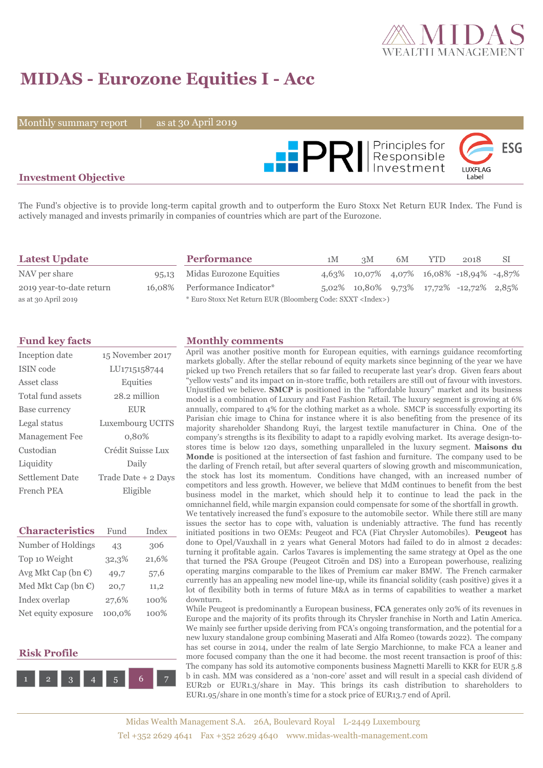# MIDAS - Eurozone Equities I - Acc

Monthly summary report | as at 30 April 2019

## Investment Objective

The Fund's objective is to provide long-term capital growth and to outperform the Euro Stoxx Net Return EUR Index. The Fund is actively managed and invests primarily in companies of countries which are part of the Eurozone.

## Latest Update

| | |
|---|---|
| NAV per share | 95,13 |
| 2019 year-to-date return | 16,08% |
| as at 30 April 2019 | |

## Performance

| | 1M | 3M | 6M | YTD | 2018 | SI |
|---|---|---|---|---|---|---|
| Midas Eurozone Equities | 4,63% | 10,07% | 4,07% | 16,08% | -18,94% | -4,87% |
| Performance Indicator* | 5,02% | 10,80% | 9,73% | 17,72% | -12,72% | 2,85% |

* Euro Stoxx Net Return EUR (Bloomberg Code: SXXT <Index>)

## Fund key facts

| | |
|---|---|
| Inception date | 15 November 2017 |
| ISIN code | LU1715158744 |
| Asset class | Equities |
| Total fund assets | 28.2 million |
| Base currency | EUR |
| Legal status | Luxembourg UCITS |
| Management Fee | 0,80% |
| Custodian | Crédit Suisse Lux |
| Liquidity | Daily |
| Settlement Date | Trade Date + 2 Days |
| French PEA | Eligible |

## Characteristics

| | Fund | Index |
|---|---|---|
| Number of Holdings | 43 | 306 |
| Top 10 Weight | 32,3% | 21,6% |
| Avg Mkt Cap (bn €) | 49,7 | 57,6 |
| Med Mkt Cap (bn €) | 20,7 | 11,2 |
| Index overlap | 27,6% | 100% |
| Net equity exposure | 100,0% | 100% |

## Risk Profile

1 | 2 | 3 | 4 | 5 | **6** | 7

## Monthly comments

April was another positive month for European equities, with earnings guidance recomforting markets globally. After the stellar rebound of equity markets since beginning of the year we have picked up two French retailers that so far failed to recuperate last year's drop. Given fears about "yellow vests" and its impact on in-store traffic, both retailers are still out of favour with investors. Unjustified we believe. **SMCP** is positioned in the "affordable luxury" market and its business model is a combination of Luxury and Fast Fashion Retail. The luxury segment is growing at 6% annually, compared to 4% for the clothing market as a whole. SMCP is successfully exporting its Parisian chic image to China for instance where it is also benefiting from the presence of its majority shareholder Shandong Ruyi, the largest textile manufacturer in China. One of the company's strengths is its flexibility to adapt to a rapidly evolving market. Its average design-to-stores time is below 120 days, something unparalleled in the luxury segment. **Maisons du Monde** is positioned at the intersection of fast fashion and furniture. The company used to be the darling of French retail, but after several quarters of slowing growth and miscommunication, the stock has lost its momentum. Conditions have changed, with an increased number of competitors and less growth. However, we believe that MdM continues to benefit from the best business model in the market, which should help it to continue to lead the pack in the omnichannel field, while margin expansion could compensate for some of the shortfall in growth.

We tentatively increased the fund's exposure to the automobile sector. While there still are many issues the sector has to cope with, valuation is undeniably attractive. The fund has recently initiated positions in two OEMs: Peugeot and FCA (Fiat Chrysler Automobiles). **Peugeot** has done to Opel/Vauxhall in 2 years what General Motors had failed to do in almost 2 decades: turning it profitable again. Carlos Tavares is implementing the same strategy at Opel as the one that turned the PSA Groupe (Peugeot Citroën and DS) into a European powerhouse, realizing operating margins comparable to the likes of Premium car maker BMW. The French carmaker currently has an appealing new model line-up, while its financial solidity (cash positive) gives it a lot of flexibility both in terms of future M&A as in terms of capabilities to weather a market downturn.

While Peugeot is predominantly a European business, **FCA** generates only 20% of its revenues in Europe and the majority of its profits through its Chrysler franchise in North and Latin America. We mainly see further upside deriving from FCA's ongoing transformation, and the potential for a new luxury standalone group combining Maserati and Alfa Romeo (towards 2022). The company has set course in 2014, under the realm of late Sergio Marchionne, to make FCA a leaner and more focused company than the one it had become. the most recent transaction is proof of this: The company has sold its automotive components business Magnetti Marelli to KKR for EUR 5.8 b in cash. MM was considered as a 'non-core' asset and will result in a special cash dividend of EUR2b or EUR1.3/share in May. This brings its cash distribution to shareholders to EUR1.95/share in one month's time for a stock price of EUR13.7 end of April.

Midas Wealth Management S.A. 26A, Boulevard Royal L-2449 Luxembourg
Tel +352 2629 4641 Fax +352 2629 4640 www.midas-wealth-management.com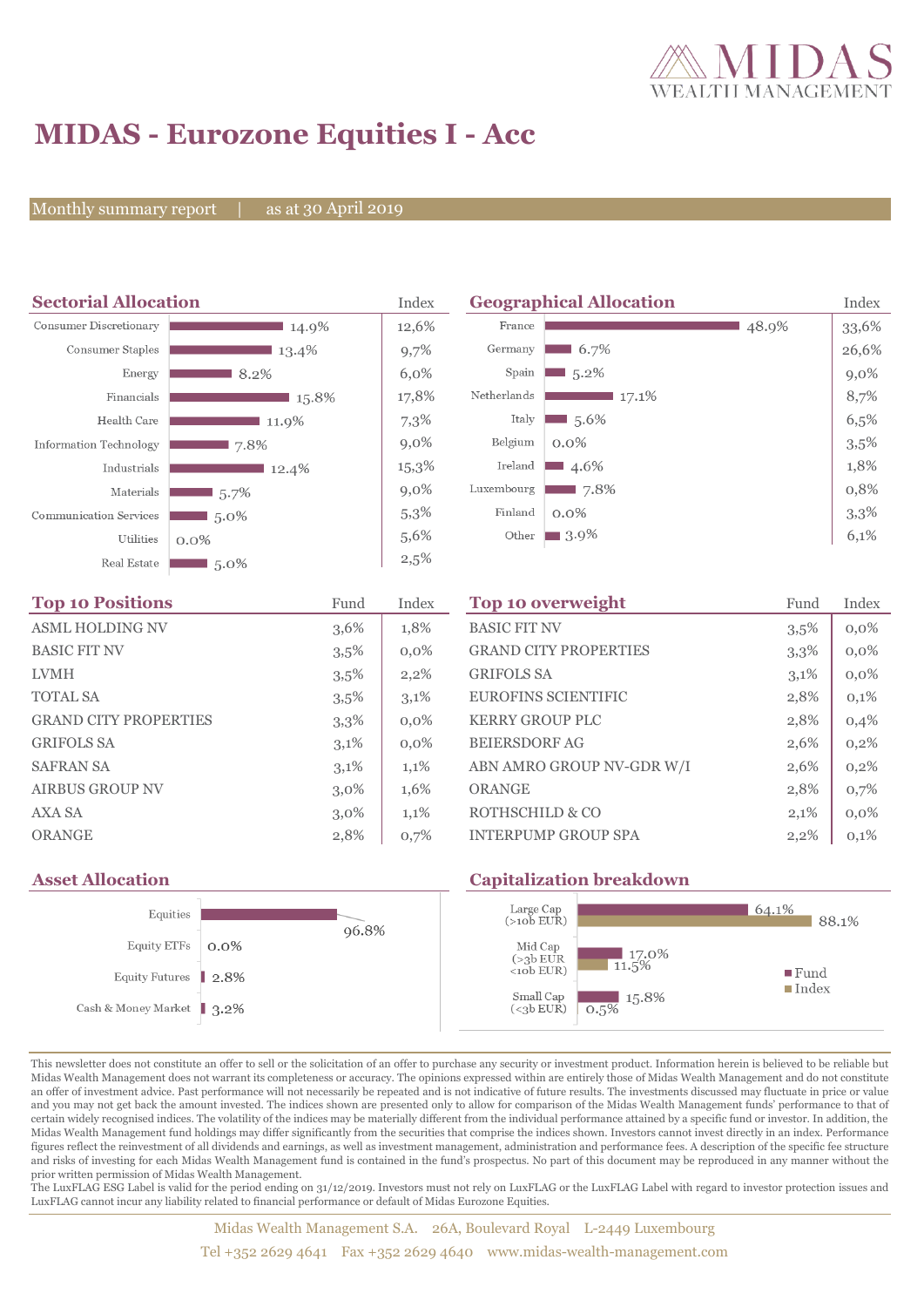# MIDAS - Eurozone Equities I - Acc

Monthly summary report | as at 30 April 2019

## Sectorial Allocation

Index

Consumer Discretionary 14.9% 12,6%
Consumer Staples 13.4% 9,7%
Energy 8.2% 6,0%
Financials 15.8% 17,8%
Health Care 11.9% 7,3%
Information Technology 7.8% 9,0%
Industrials 12.4% 15,3%
Materials 5.7% 9,0%
Communication Services 5.0% 5,3%
Utilities 0.0% 5,6%
Real Estate 5.0% 2,5%

## Geographical Allocation

Index

France 48.9% 33,6%
Germany 6.7% 26,6%
Spain 5.2% 9,0%
Netherlands 17.1% 8,7%
Italy 5.6% 6,5%
Belgium 0.0% 3,5%
Ireland 4.6% 1,8%
Luxembourg 7.8% 0,8%
Finland 0.0% 3,3%
Other 3.9% 6,1%

## Top 10 Positions

| Top 10 Positions | Fund | Index |
|---|---|---|
| ASML HOLDING NV | 3,6% | 1,8% |
| BASIC FIT NV | 3,5% | 0,0% |
| LVMH | 3,5% | 2,2% |
| TOTAL SA | 3,5% | 3,1% |
| GRAND CITY PROPERTIES | 3,3% | 0,0% |
| GRIFOLS SA | 3,1% | 0,0% |
| SAFRAN SA | 3,1% | 1,1% |
| AIRBUS GROUP NV | 3,0% | 1,6% |
| AXA SA | 3,0% | 1,1% |
| ORANGE | 2,8% | 0,7% |

## Top 10 overweight

| Top 10 overweight | Fund | Index |
|---|---|---|
| BASIC FIT NV | 3,5% | 0,0% |
| GRAND CITY PROPERTIES | 3,3% | 0,0% |
| GRIFOLS SA | 3,1% | 0,0% |
| EUROFINS SCIENTIFIC | 2,8% | 0,1% |
| KERRY GROUP PLC | 2,8% | 0,4% |
| BEIERSDORF AG | 2,6% | 0,2% |
| ABN AMRO GROUP NV-GDR W/I | 2,6% | 0,2% |
| ORANGE | 2,8% | 0,7% |
| ROTHSCHILD & CO | 2,1% | 0,0% |
| INTERPUMP GROUP SPA | 2,2% | 0,1% |

## Asset Allocation

Equities 96.8%
Equity ETFs 0.0%
Equity Futures 2.8%
Cash & Money Market 3.2%

## Capitalization breakdown

Large Cap (>10b EUR) 64.1% 88.1%
Mid Cap (>3b EUR <10b EUR) 17.0% 11.5%
Small Cap (<3b EUR) 15.8% 0.5%

Fund
Index

This newsletter does not constitute an offer to sell or the solicitation of an offer to purchase any security or investment product. Information herein is believed to be reliable but Midas Wealth Management does not warrant its completeness or accuracy. The opinions expressed within are entirely those of Midas Wealth Management and do not constitute an offer of investment advice. Past performance will not necessarily be repeated and is not indicative of future results. The investments discussed may fluctuate in price or value and you may not get back the amount invested. The indices shown are presented only to allow for comparison of the Midas Wealth Management funds' performance to that of certain widely recognised indices. The volatility of the indices may be materially different from the individual performance attained by a specific fund or investor. In addition, the Midas Wealth Management fund holdings may differ significantly from the securities that comprise the indices shown. Investors cannot invest directly in an index. Performance figures reflect the reinvestment of all dividends and earnings, as well as investment management, administration and performance fees. A description of the specific fee structure and risks of investing for each Midas Wealth Management fund is contained in the fund's prospectus. No part of this document may be reproduced in any manner without the prior written permission of Midas Wealth Management.
The LuxFLAG ESG Label is valid for the period ending on 31/12/2019. Investors must not rely on LuxFLAG or the LuxFLAG Label with regard to investor protection issues and LuxFLAG cannot incur any liability related to financial performance or default of Midas Eurozone Equities.

Midas Wealth Management S.A. 26A, Boulevard Royal L-2449 Luxembourg
Tel +352 2629 4641 Fax +352 2629 4640 www.midas-wealth-management.com